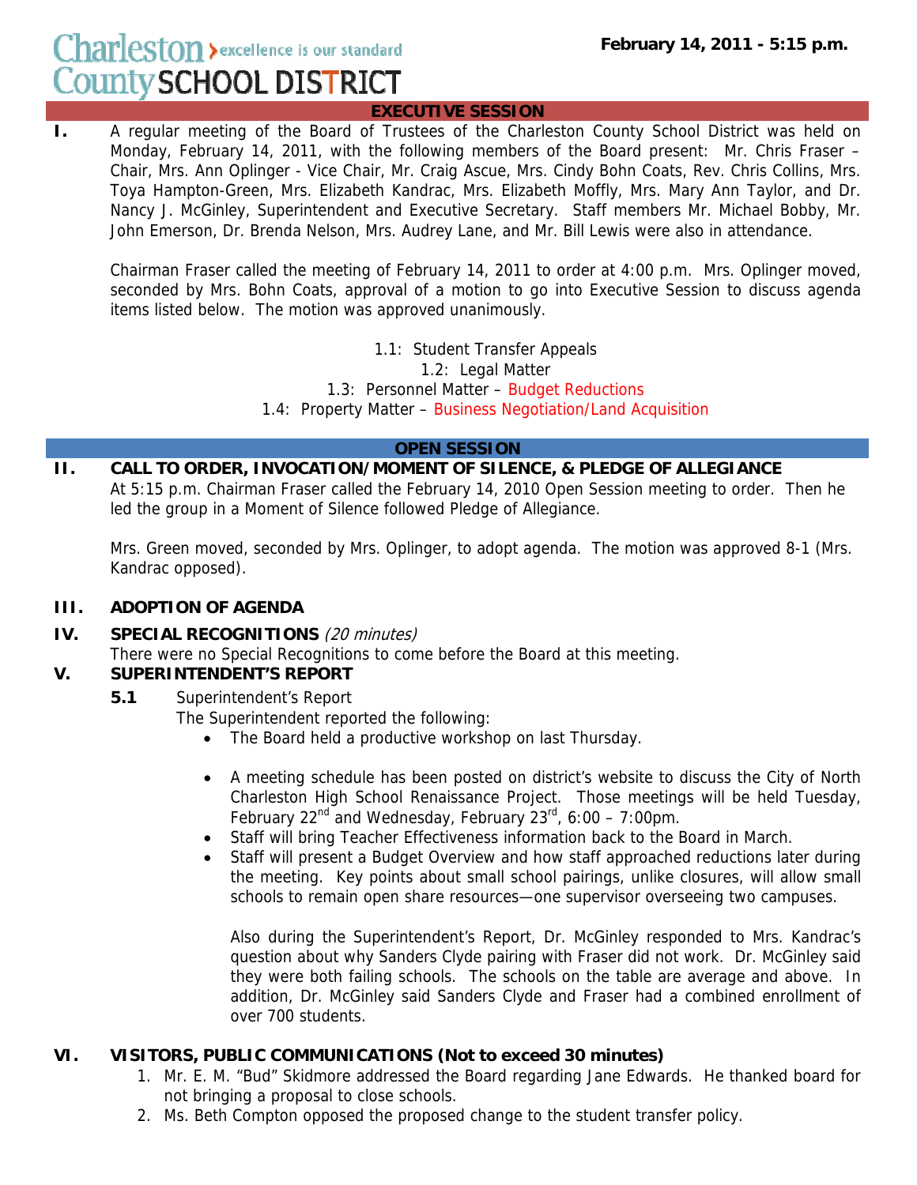Charleston County SCHOOL DISTRICT — excellence is our standard

**February 14, 2011 - 5:15 p.m.**

## EXECUTIVE SESSION

**I.** A regular meeting of the Board of Trustees of the Charleston County School District was held on Monday, February 14, 2011, with the following members of the Board present: Mr. Chris Fraser – Chair, Mrs. Ann Oplinger - Vice Chair, Mr. Craig Ascue, Mrs. Cindy Bohn Coats, Rev. Chris Collins, Mrs. Toya Hampton-Green, Mrs. Elizabeth Kandrac, Mrs. Elizabeth Moffly, Mrs. Mary Ann Taylor, and Dr. Nancy J. McGinley, Superintendent and Executive Secretary. Staff members Mr. Michael Bobby, Mr. John Emerson, Dr. Brenda Nelson, Mrs. Audrey Lane, and Mr. Bill Lewis were also in attendance.

Chairman Fraser called the meeting of February 14, 2011 to order at 4:00 p.m. Mrs. Oplinger moved, seconded by Mrs. Bohn Coats, approval of a motion to go into Executive Session to discuss agenda items listed below. The motion was approved unanimously.

1.1: Student Transfer Appeals
1.2: Legal Matter
1.3: Personnel Matter – Budget Reductions
1.4: Property Matter – Business Negotiation/Land Acquisition

## OPEN SESSION

**II. CALL TO ORDER, INVOCATION/MOMENT OF SILENCE, & PLEDGE OF ALLEGIANCE**

At 5:15 p.m. Chairman Fraser called the February 14, 2010 Open Session meeting to order. Then he led the group in a Moment of Silence followed Pledge of Allegiance.

Mrs. Green moved, seconded by Mrs. Oplinger, to adopt agenda. The motion was approved 8-1 (Mrs. Kandrac opposed).

**III. ADOPTION OF AGENDA**

**IV. SPECIAL RECOGNITIONS** *(20 minutes)*

There were no Special Recognitions to come before the Board at this meeting.

**V. SUPERINTENDENT'S REPORT**

**5.1** Superintendent's Report

The Superintendent reported the following:

- The Board held a productive workshop on last Thursday.
- A meeting schedule has been posted on district's website to discuss the City of North Charleston High School Renaissance Project. Those meetings will be held Tuesday, February 22nd and Wednesday, February 23rd, 6:00 – 7:00pm.
- Staff will bring Teacher Effectiveness information back to the Board in March.
- Staff will present a Budget Overview and how staff approached reductions later during the meeting. Key points about small school pairings, unlike closures, will allow small schools to remain open share resources—one supervisor overseeing two campuses.

  Also during the Superintendent's Report, Dr. McGinley responded to Mrs. Kandrac's question about why Sanders Clyde pairing with Fraser did not work. Dr. McGinley said they were both failing schools. The schools on the table are average and above. In addition, Dr. McGinley said Sanders Clyde and Fraser had a combined enrollment of over 700 students.

**VI. VISITORS, PUBLIC COMMUNICATIONS (Not to exceed 30 minutes)**

1. Mr. E. M. "Bud" Skidmore addressed the Board regarding Jane Edwards. He thanked board for not bringing a proposal to close schools.
2. Ms. Beth Compton opposed the proposed change to the student transfer policy.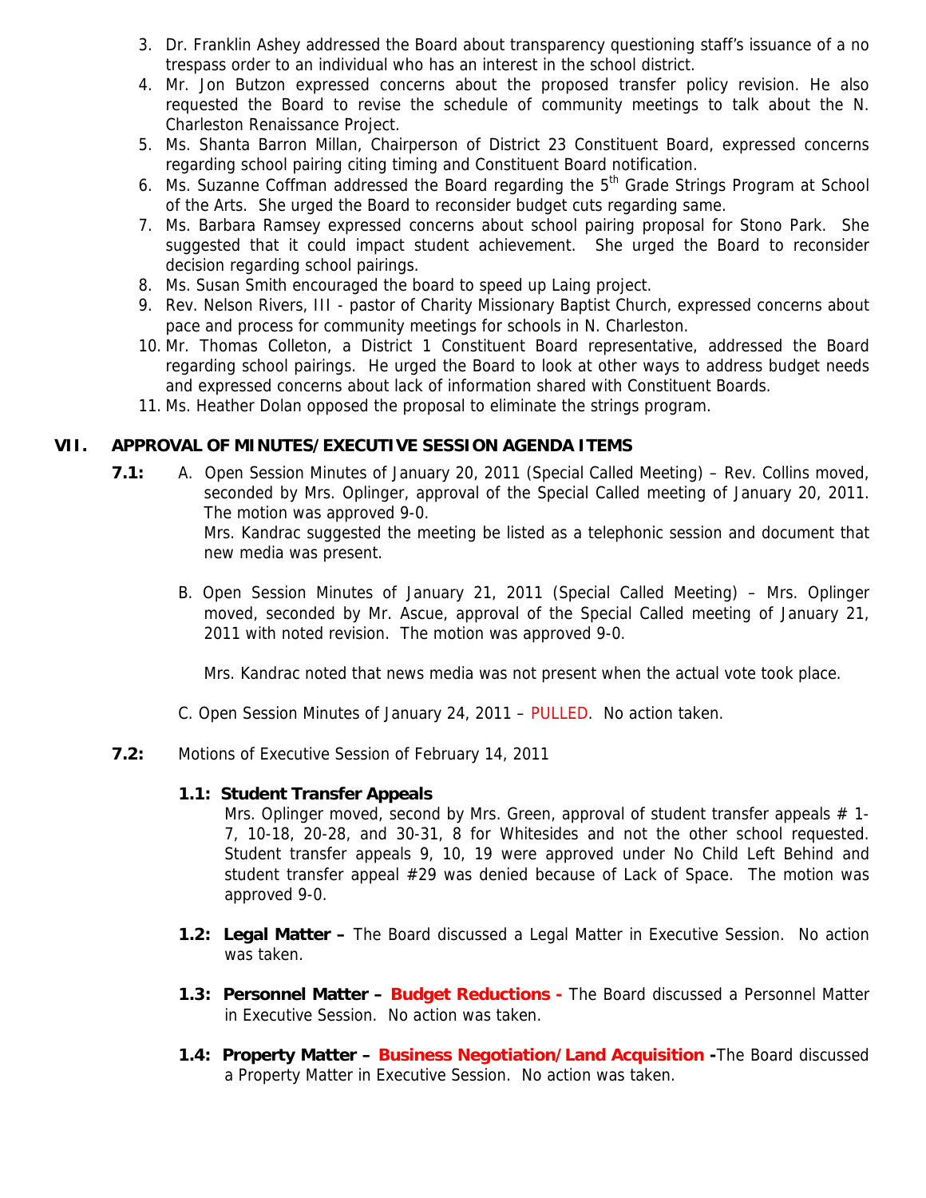3. Dr. Franklin Ashey addressed the Board about transparency questioning staff's issuance of a no trespass order to an individual who has an interest in the school district.
4. Mr. Jon Butzon expressed concerns about the proposed transfer policy revision. He also requested the Board to revise the schedule of community meetings to talk about the N. Charleston Renaissance Project.
5. Ms. Shanta Barron Millan, Chairperson of District 23 Constituent Board, expressed concerns regarding school pairing citing timing and Constituent Board notification.
6. Ms. Suzanne Coffman addressed the Board regarding the 5th Grade Strings Program at School of the Arts. She urged the Board to reconsider budget cuts regarding same.
7. Ms. Barbara Ramsey expressed concerns about school pairing proposal for Stono Park. She suggested that it could impact student achievement. She urged the Board to reconsider decision regarding school pairings.
8. Ms. Susan Smith encouraged the board to speed up Laing project.
9. Rev. Nelson Rivers, III - pastor of Charity Missionary Baptist Church, expressed concerns about pace and process for community meetings for schools in N. Charleston.
10. Mr. Thomas Colleton, a District 1 Constituent Board representative, addressed the Board regarding school pairings. He urged the Board to look at other ways to address budget needs and expressed concerns about lack of information shared with Constituent Boards.
11. Ms. Heather Dolan opposed the proposal to eliminate the strings program.

## VII. APPROVAL OF MINUTES/EXECUTIVE SESSION AGENDA ITEMS

**7.1:** A. Open Session Minutes of January 20, 2011 (Special Called Meeting) – Rev. Collins moved, seconded by Mrs. Oplinger, approval of the Special Called meeting of January 20, 2011. The motion was approved 9-0.
Mrs. Kandrac suggested the meeting be listed as a telephonic session and document that new media was present.

B. Open Session Minutes of January 21, 2011 (Special Called Meeting) – Mrs. Oplinger moved, seconded by Mr. Ascue, approval of the Special Called meeting of January 21, 2011 with noted revision. The motion was approved 9-0.

Mrs. Kandrac noted that news media was not present when the actual vote took place.

C. Open Session Minutes of January 24, 2011 – PULLED. No action taken.

**7.2:** Motions of Executive Session of February 14, 2011

**1.1: Student Transfer Appeals**
Mrs. Oplinger moved, second by Mrs. Green, approval of student transfer appeals # 1-7, 10-18, 20-28, and 30-31, 8 for Whitesides and not the other school requested. Student transfer appeals 9, 10, 19 were approved under No Child Left Behind and student transfer appeal #29 was denied because of Lack of Space. The motion was approved 9-0.

**1.2: Legal Matter –** The Board discussed a Legal Matter in Executive Session. No action was taken.

**1.3: Personnel Matter – Budget Reductions -** The Board discussed a Personnel Matter in Executive Session. No action was taken.

**1.4: Property Matter – Business Negotiation/Land Acquisition -**The Board discussed a Property Matter in Executive Session. No action was taken.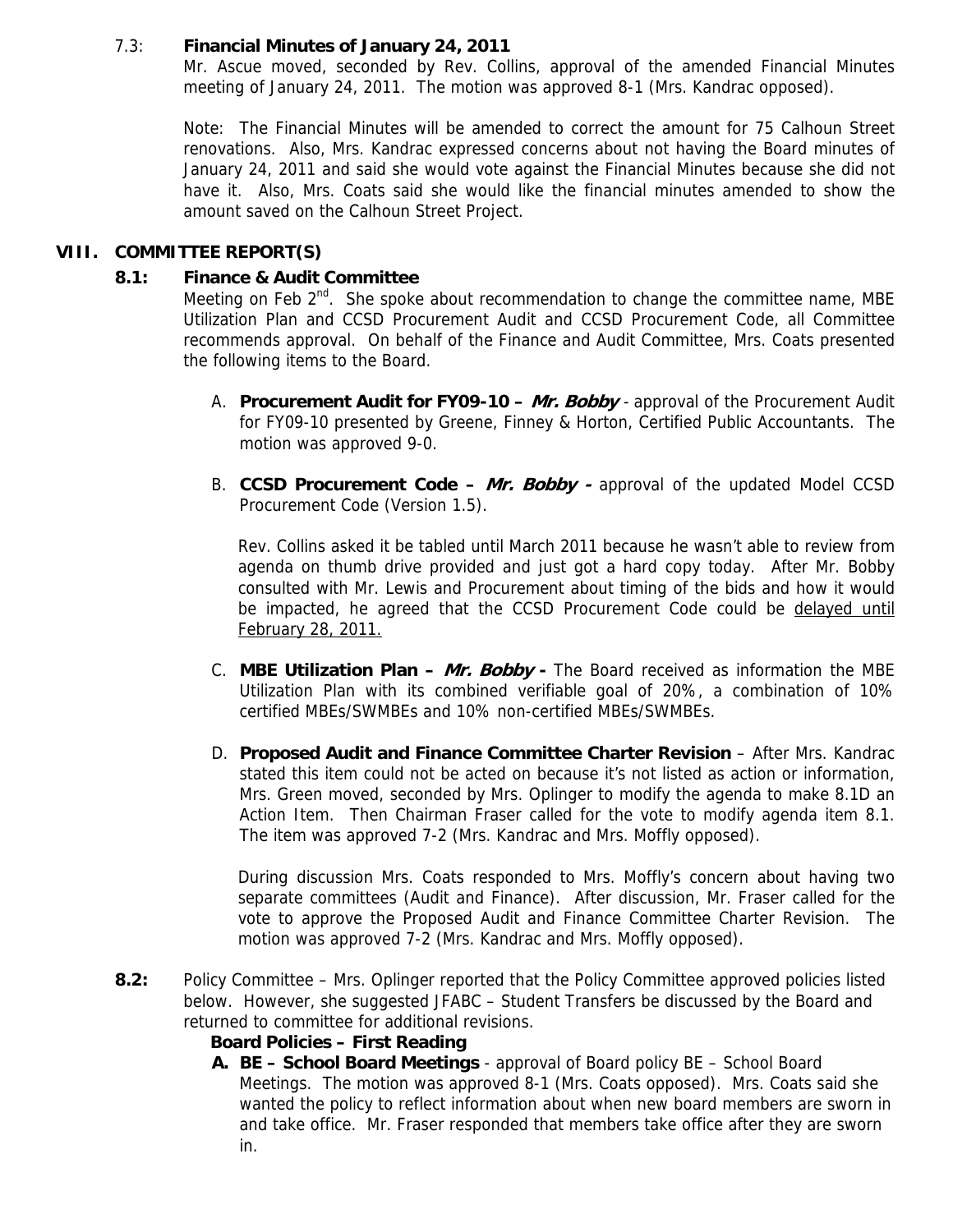7.3: **Financial Minutes of January 24, 2011**

Mr. Ascue moved, seconded by Rev. Collins, approval of the amended Financial Minutes meeting of January 24, 2011. The motion was approved 8-1 (Mrs. Kandrac opposed).

Note: The Financial Minutes will be amended to correct the amount for 75 Calhoun Street renovations. Also, Mrs. Kandrac expressed concerns about not having the Board minutes of January 24, 2011 and said she would vote against the Financial Minutes because she did not have it. Also, Mrs. Coats said she would like the financial minutes amended to show the amount saved on the Calhoun Street Project.

## VIII. COMMITTEE REPORT(S)

### 8.1: Finance & Audit Committee

Meeting on Feb 2nd. She spoke about recommendation to change the committee name, MBE Utilization Plan and CCSD Procurement Audit and CCSD Procurement Code, all Committee recommends approval. On behalf of the Finance and Audit Committee, Mrs. Coats presented the following items to the Board.

A. **Procurement Audit for FY09-10 – *Mr. Bobby*** - approval of the Procurement Audit for FY09-10 presented by Greene, Finney & Horton, Certified Public Accountants. The motion was approved 9-0.

B. **CCSD Procurement Code – *Mr. Bobby* -** approval of the updated Model CCSD Procurement Code (Version 1.5).

Rev. Collins asked it be tabled until March 2011 because he wasn't able to review from agenda on thumb drive provided and just got a hard copy today. After Mr. Bobby consulted with Mr. Lewis and Procurement about timing of the bids and how it would be impacted, he agreed that the CCSD Procurement Code could be delayed until February 28, 2011.

C. **MBE Utilization Plan – *Mr. Bobby* -** The Board received as information the MBE Utilization Plan with its combined verifiable goal of 20%, a combination of 10% certified MBEs/SWMBEs and 10% non-certified MBEs/SWMBEs.

D. **Proposed Audit and Finance Committee Charter Revision** – After Mrs. Kandrac stated this item could not be acted on because it's not listed as action or information, Mrs. Green moved, seconded by Mrs. Oplinger to modify the agenda to make 8.1D an Action Item. Then Chairman Fraser called for the vote to modify agenda item 8.1. The item was approved 7-2 (Mrs. Kandrac and Mrs. Moffly opposed).

During discussion Mrs. Coats responded to Mrs. Moffly's concern about having two separate committees (Audit and Finance). After discussion, Mr. Fraser called for the vote to approve the Proposed Audit and Finance Committee Charter Revision. The motion was approved 7-2 (Mrs. Kandrac and Mrs. Moffly opposed).

**8.2:** Policy Committee – Mrs. Oplinger reported that the Policy Committee approved policies listed below. However, she suggested JFABC – Student Transfers be discussed by the Board and returned to committee for additional revisions.

**Board Policies – First Reading**

A. **BE – School Board Meetings** - approval of Board policy BE – School Board Meetings. The motion was approved 8-1 (Mrs. Coats opposed). Mrs. Coats said she wanted the policy to reflect information about when new board members are sworn in and take office. Mr. Fraser responded that members take office after they are sworn in.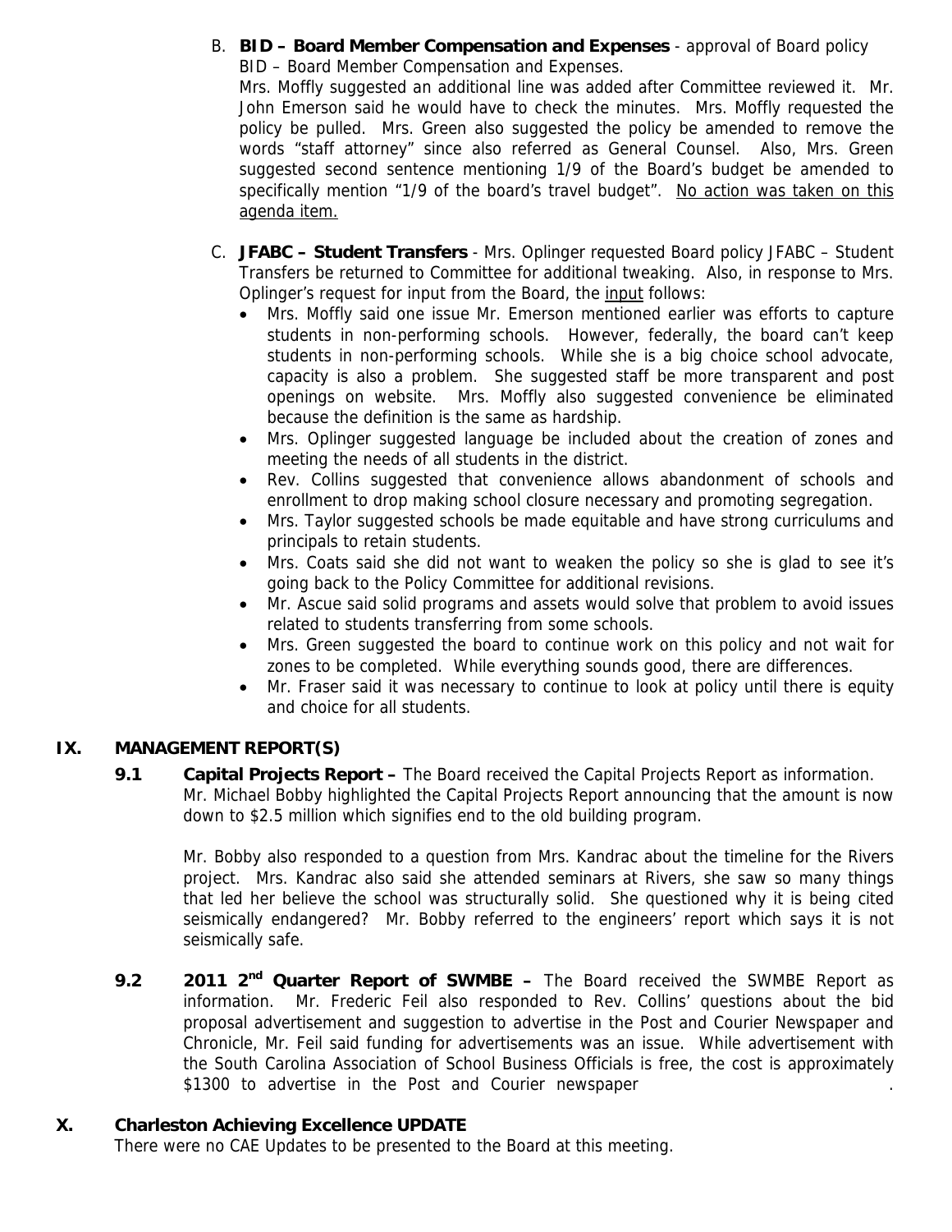B. **BID – Board Member Compensation and Expenses** - approval of Board policy BID – Board Member Compensation and Expenses.
Mrs. Moffly suggested an additional line was added after Committee reviewed it. Mr. John Emerson said he would have to check the minutes. Mrs. Moffly requested the policy be pulled. Mrs. Green also suggested the policy be amended to remove the words "staff attorney" since also referred as General Counsel. Also, Mrs. Green suggested second sentence mentioning 1/9 of the Board's budget be amended to specifically mention "1/9 of the board's travel budget". <u>No action was taken on this agenda item.</u>

C. **JFABC – Student Transfers** - Mrs. Oplinger requested Board policy JFABC – Student Transfers be returned to Committee for additional tweaking. Also, in response to Mrs. Oplinger's request for input from the Board, the <u>input</u> follows:
- Mrs. Moffly said one issue Mr. Emerson mentioned earlier was efforts to capture students in non-performing schools. However, federally, the board can't keep students in non-performing schools. While she is a big choice school advocate, capacity is also a problem. She suggested staff be more transparent and post openings on website. Mrs. Moffly also suggested convenience be eliminated because the definition is the same as hardship.
- Mrs. Oplinger suggested language be included about the creation of zones and meeting the needs of all students in the district.
- Rev. Collins suggested that convenience allows abandonment of schools and enrollment to drop making school closure necessary and promoting segregation.
- Mrs. Taylor suggested schools be made equitable and have strong curriculums and principals to retain students.
- Mrs. Coats said she did not want to weaken the policy so she is glad to see it's going back to the Policy Committee for additional revisions.
- Mr. Ascue said solid programs and assets would solve that problem to avoid issues related to students transferring from some schools.
- Mrs. Green suggested the board to continue work on this policy and not wait for zones to be completed. While everything sounds good, there are differences.
- Mr. Fraser said it was necessary to continue to look at policy until there is equity and choice for all students.

## IX. MANAGEMENT REPORT(S)

**9.1 Capital Projects Report –** The Board received the Capital Projects Report as information. Mr. Michael Bobby highlighted the Capital Projects Report announcing that the amount is now down to $2.5 million which signifies end to the old building program.

Mr. Bobby also responded to a question from Mrs. Kandrac about the timeline for the Rivers project. Mrs. Kandrac also said she attended seminars at Rivers, she saw so many things that led her believe the school was structurally solid. She questioned why it is being cited seismically endangered? Mr. Bobby referred to the engineers' report which says it is not seismically safe.

**9.2 2011 2nd Quarter Report of SWMBE –** The Board received the SWMBE Report as information. Mr. Frederic Feil also responded to Rev. Collins' questions about the bid proposal advertisement and suggestion to advertise in the Post and Courier Newspaper and Chronicle, Mr. Feil said funding for advertisements was an issue. While advertisement with the South Carolina Association of School Business Officials is free, the cost is approximately $1300 to advertise in the Post and Courier newspaper .

## X. Charleston Achieving Excellence UPDATE

There were no CAE Updates to be presented to the Board at this meeting.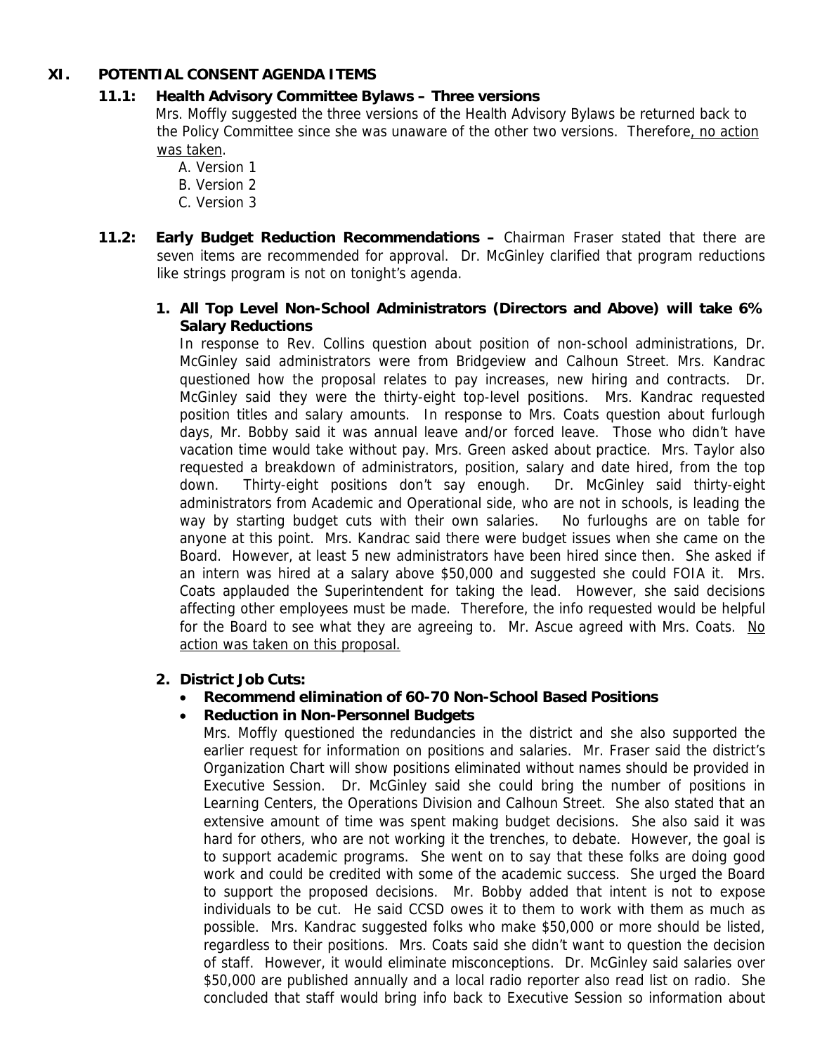## XI. POTENTIAL CONSENT AGENDA ITEMS

### 11.1: Health Advisory Committee Bylaws – Three versions

Mrs. Moffly suggested the three versions of the Health Advisory Bylaws be returned back to the Policy Committee since she was unaware of the other two versions. Therefore, no action was taken.

A. Version 1
B. Version 2
C. Version 3

### 11.2: Early Budget Reduction Recommendations –

Chairman Fraser stated that there are seven items are recommended for approval. Dr. McGinley clarified that program reductions like strings program is not on tonight's agenda.

**1. All Top Level Non-School Administrators (Directors and Above) will take 6% Salary Reductions**

In response to Rev. Collins question about position of non-school administrations, Dr. McGinley said administrators were from Bridgeview and Calhoun Street. Mrs. Kandrac questioned how the proposal relates to pay increases, new hiring and contracts. Dr. McGinley said they were the thirty-eight top-level positions. Mrs. Kandrac requested position titles and salary amounts. In response to Mrs. Coats question about furlough days, Mr. Bobby said it was annual leave and/or forced leave. Those who didn't have vacation time would take without pay. Mrs. Green asked about practice. Mrs. Taylor also requested a breakdown of administrators, position, salary and date hired, from the top down. Thirty-eight positions don't say enough. Dr. McGinley said thirty-eight administrators from Academic and Operational side, who are not in schools, is leading the way by starting budget cuts with their own salaries. No furloughs are on table for anyone at this point. Mrs. Kandrac said there were budget issues when she came on the Board. However, at least 5 new administrators have been hired since then. She asked if an intern was hired at a salary above $50,000 and suggested she could FOIA it. Mrs. Coats applauded the Superintendent for taking the lead. However, she said decisions affecting other employees must be made. Therefore, the info requested would be helpful for the Board to see what they are agreeing to. Mr. Ascue agreed with Mrs. Coats. No action was taken on this proposal.

**2. District Job Cuts:**

- **Recommend elimination of 60-70 Non-School Based Positions**
- **Reduction in Non-Personnel Budgets**

Mrs. Moffly questioned the redundancies in the district and she also supported the earlier request for information on positions and salaries. Mr. Fraser said the district's Organization Chart will show positions eliminated without names should be provided in Executive Session. Dr. McGinley said she could bring the number of positions in Learning Centers, the Operations Division and Calhoun Street. She also stated that an extensive amount of time was spent making budget decisions. She also said it was hard for others, who are not working it the trenches, to debate. However, the goal is to support academic programs. She went on to say that these folks are doing good work and could be credited with some of the academic success. She urged the Board to support the proposed decisions. Mr. Bobby added that intent is not to expose individuals to be cut. He said CCSD owes it to them to work with them as much as possible. Mrs. Kandrac suggested folks who make $50,000 or more should be listed, regardless to their positions. Mrs. Coats said she didn't want to question the decision of staff. However, it would eliminate misconceptions. Dr. McGinley said salaries over $50,000 are published annually and a local radio reporter also read list on radio. She concluded that staff would bring info back to Executive Session so information about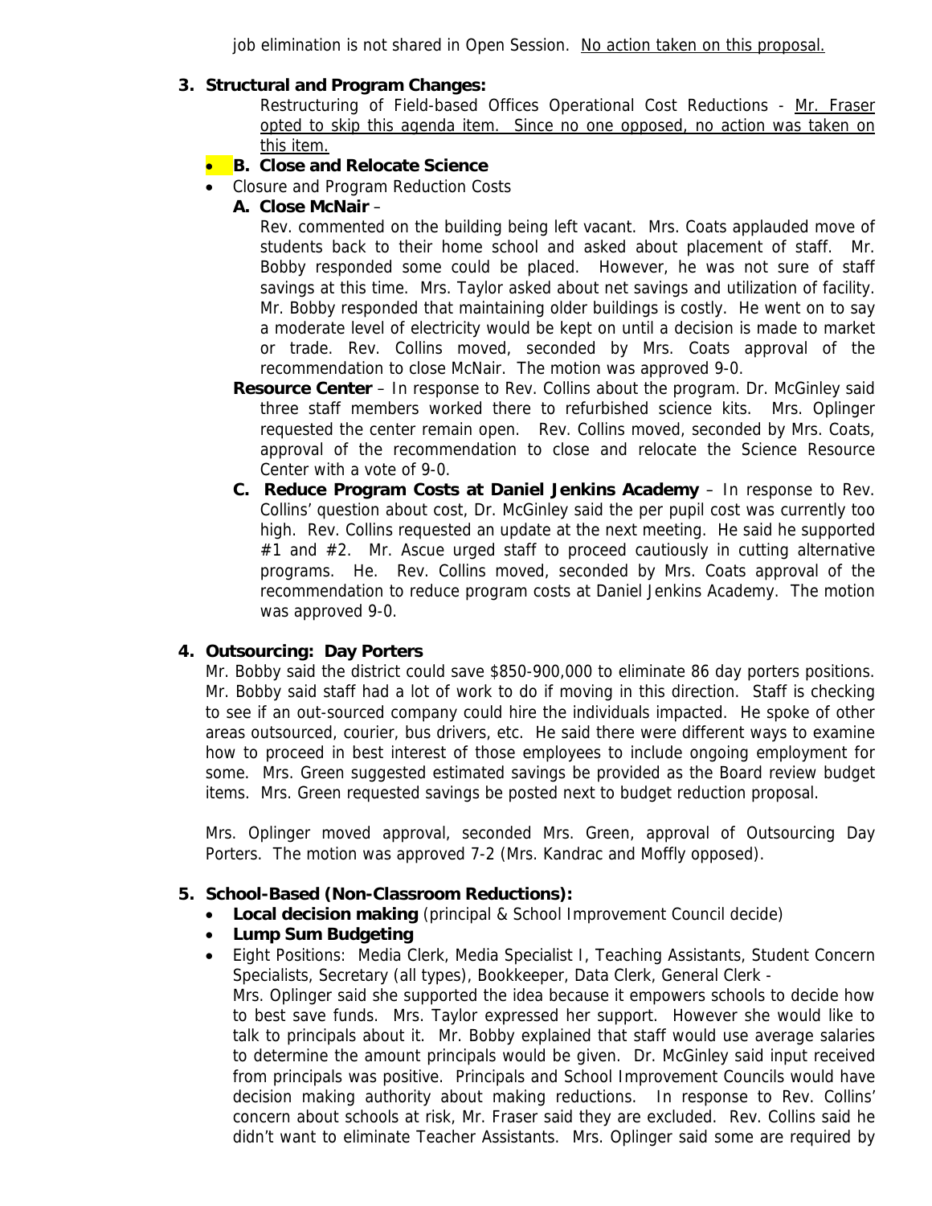job elimination is not shared in Open Session. No action taken on this proposal.

**3. Structural and Program Changes:**

Restructuring of Field-based Offices Operational Cost Reductions - Mr. Fraser opted to skip this agenda item. Since no one opposed, no action was taken on this item.

- **B. Close and Relocate Science**
- Closure and Program Reduction Costs

**A. Close McNair** –

Rev. commented on the building being left vacant. Mrs. Coats applauded move of students back to their home school and asked about placement of staff. Mr. Bobby responded some could be placed. However, he was not sure of staff savings at this time. Mrs. Taylor asked about net savings and utilization of facility. Mr. Bobby responded that maintaining older buildings is costly. He went on to say a moderate level of electricity would be kept on until a decision is made to market or trade. Rev. Collins moved, seconded by Mrs. Coats approval of the recommendation to close McNair. The motion was approved 9-0.

**Resource Center** – In response to Rev. Collins about the program. Dr. McGinley said three staff members worked there to refurbished science kits. Mrs. Oplinger requested the center remain open. Rev. Collins moved, seconded by Mrs. Coats, approval of the recommendation to close and relocate the Science Resource Center with a vote of 9-0.

**C. Reduce Program Costs at Daniel Jenkins Academy** – In response to Rev. Collins' question about cost, Dr. McGinley said the per pupil cost was currently too high. Rev. Collins requested an update at the next meeting. He said he supported #1 and #2. Mr. Ascue urged staff to proceed cautiously in cutting alternative programs. He. Rev. Collins moved, seconded by Mrs. Coats approval of the recommendation to reduce program costs at Daniel Jenkins Academy. The motion was approved 9-0.

**4. Outsourcing: Day Porters**

Mr. Bobby said the district could save $850-900,000 to eliminate 86 day porters positions. Mr. Bobby said staff had a lot of work to do if moving in this direction. Staff is checking to see if an out-sourced company could hire the individuals impacted. He spoke of other areas outsourced, courier, bus drivers, etc. He said there were different ways to examine how to proceed in best interest of those employees to include ongoing employment for some. Mrs. Green suggested estimated savings be provided as the Board review budget items. Mrs. Green requested savings be posted next to budget reduction proposal.

Mrs. Oplinger moved approval, seconded Mrs. Green, approval of Outsourcing Day Porters. The motion was approved 7-2 (Mrs. Kandrac and Moffly opposed).

**5. School-Based (Non-Classroom Reductions):**

- **Local decision making** (principal & School Improvement Council decide)
- **Lump Sum Budgeting**
- Eight Positions: Media Clerk, Media Specialist I, Teaching Assistants, Student Concern Specialists, Secretary (all types), Bookkeeper, Data Clerk, General Clerk -
  Mrs. Oplinger said she supported the idea because it empowers schools to decide how to best save funds. Mrs. Taylor expressed her support. However she would like to talk to principals about it. Mr. Bobby explained that staff would use average salaries to determine the amount principals would be given. Dr. McGinley said input received from principals was positive. Principals and School Improvement Councils would have decision making authority about making reductions. In response to Rev. Collins' concern about schools at risk, Mr. Fraser said they are excluded. Rev. Collins said he didn't want to eliminate Teacher Assistants. Mrs. Oplinger said some are required by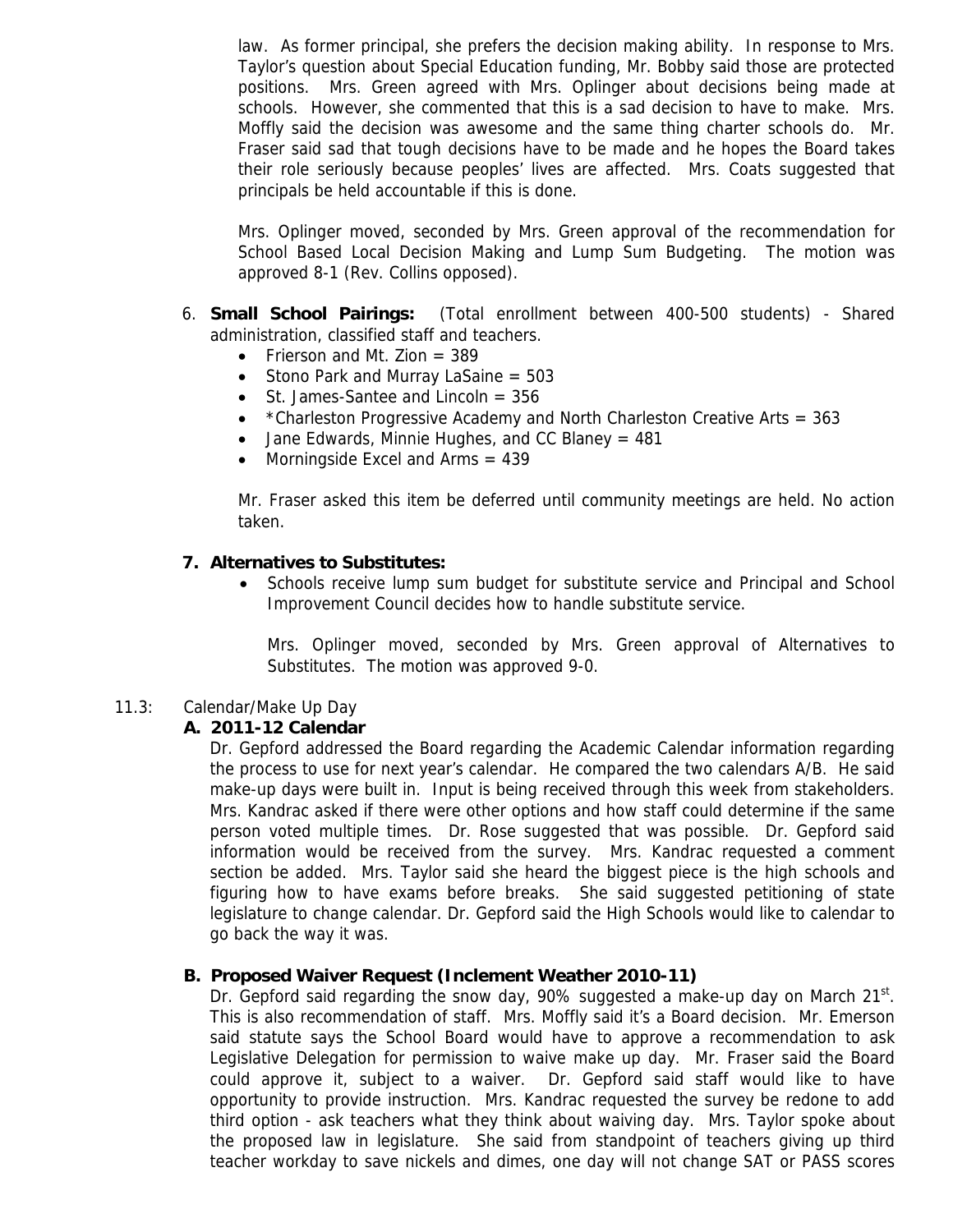law. As former principal, she prefers the decision making ability. In response to Mrs. Taylor's question about Special Education funding, Mr. Bobby said those are protected positions. Mrs. Green agreed with Mrs. Oplinger about decisions being made at schools. However, she commented that this is a sad decision to have to make. Mrs. Moffly said the decision was awesome and the same thing charter schools do. Mr. Fraser said sad that tough decisions have to be made and he hopes the Board takes their role seriously because peoples' lives are affected. Mrs. Coats suggested that principals be held accountable if this is done.

Mrs. Oplinger moved, seconded by Mrs. Green approval of the recommendation for School Based Local Decision Making and Lump Sum Budgeting. The motion was approved 8-1 (Rev. Collins opposed).

6. **Small School Pairings:** (Total enrollment between 400-500 students) - Shared administration, classified staff and teachers.
   - Frierson and Mt. Zion = 389
   - Stono Park and Murray LaSaine = 503
   - St. James-Santee and Lincoln = 356
   - *Charleston Progressive Academy and North Charleston Creative Arts = 363
   - Jane Edwards, Minnie Hughes, and CC Blaney = 481
   - Morningside Excel and Arms = 439

   Mr. Fraser asked this item be deferred until community meetings are held. No action taken.

7. **Alternatives to Substitutes:**
   - Schools receive lump sum budget for substitute service and Principal and School Improvement Council decides how to handle substitute service.

   Mrs. Oplinger moved, seconded by Mrs. Green approval of Alternatives to Substitutes. The motion was approved 9-0.

11.3: Calendar/Make Up Day

**A. 2011-12 Calendar**

Dr. Gepford addressed the Board regarding the Academic Calendar information regarding the process to use for next year's calendar. He compared the two calendars A/B. He said make-up days were built in. Input is being received through this week from stakeholders. Mrs. Kandrac asked if there were other options and how staff could determine if the same person voted multiple times. Dr. Rose suggested that was possible. Dr. Gepford said information would be received from the survey. Mrs. Kandrac requested a comment section be added. Mrs. Taylor said she heard the biggest piece is the high schools and figuring how to have exams before breaks. She said suggested petitioning of state legislature to change calendar. Dr. Gepford said the High Schools would like to calendar to go back the way it was.

**B. Proposed Waiver Request (Inclement Weather 2010-11)**

Dr. Gepford said regarding the snow day, 90% suggested a make-up day on March 21st. This is also recommendation of staff. Mrs. Moffly said it's a Board decision. Mr. Emerson said statute says the School Board would have to approve a recommendation to ask Legislative Delegation for permission to waive make up day. Mr. Fraser said the Board could approve it, subject to a waiver. Dr. Gepford said staff would like to have opportunity to provide instruction. Mrs. Kandrac requested the survey be redone to add third option - ask teachers what they think about waiving day. Mrs. Taylor spoke about the proposed law in legislature. She said from standpoint of teachers giving up third teacher workday to save nickels and dimes, one day will not change SAT or PASS scores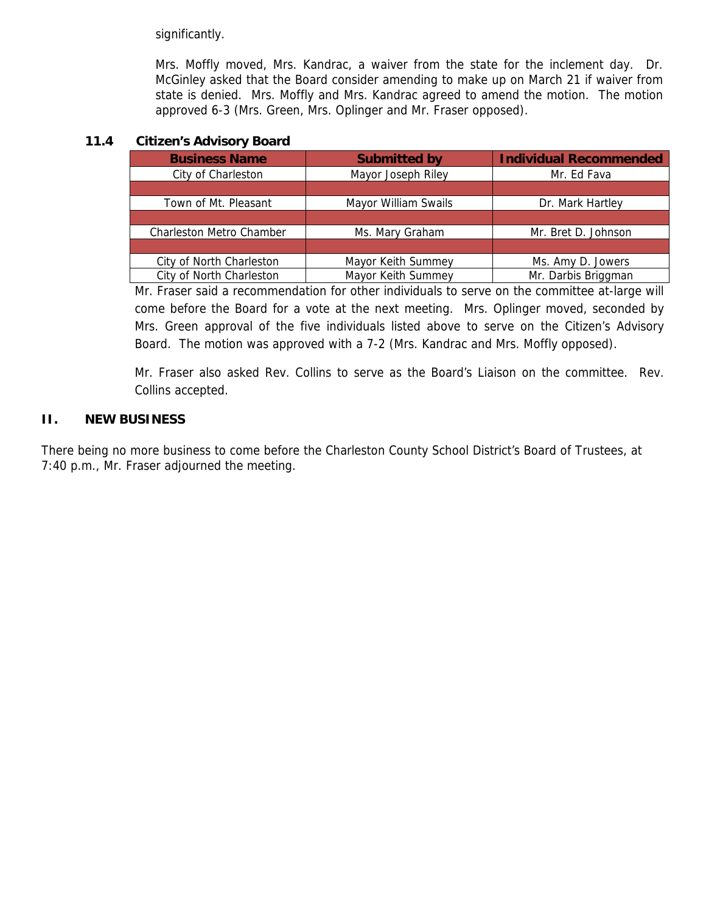significantly.

Mrs. Moffly moved, Mrs. Kandrac, a waiver from the state for the inclement day. Dr. McGinley asked that the Board consider amending to make up on March 21 if waiver from state is denied. Mrs. Moffly and Mrs. Kandrac agreed to amend the motion. The motion approved 6-3 (Mrs. Green, Mrs. Oplinger and Mr. Fraser opposed).

### 11.4 Citizen's Advisory Board

| Business Name | Submitted by | Individual Recommended |
|---|---|---|
| City of Charleston | Mayor Joseph Riley | Mr. Ed Fava |
| | | |
| Town of Mt. Pleasant | Mayor William Swails | Dr. Mark Hartley |
| | | |
| Charleston Metro Chamber | Ms. Mary Graham | Mr. Bret D. Johnson |
| | | |
| City of North Charleston | Mayor Keith Summey | Ms. Amy D. Jowers |
| City of North Charleston | Mayor Keith Summey | Mr. Darbis Briggman |

Mr. Fraser said a recommendation for other individuals to serve on the committee at-large will come before the Board for a vote at the next meeting. Mrs. Oplinger moved, seconded by Mrs. Green approval of the five individuals listed above to serve on the Citizen's Advisory Board. The motion was approved with a 7-2 (Mrs. Kandrac and Mrs. Moffly opposed).

Mr. Fraser also asked Rev. Collins to serve as the Board's Liaison on the committee. Rev. Collins accepted.

## II. NEW BUSINESS

There being no more business to come before the Charleston County School District's Board of Trustees, at 7:40 p.m., Mr. Fraser adjourned the meeting.